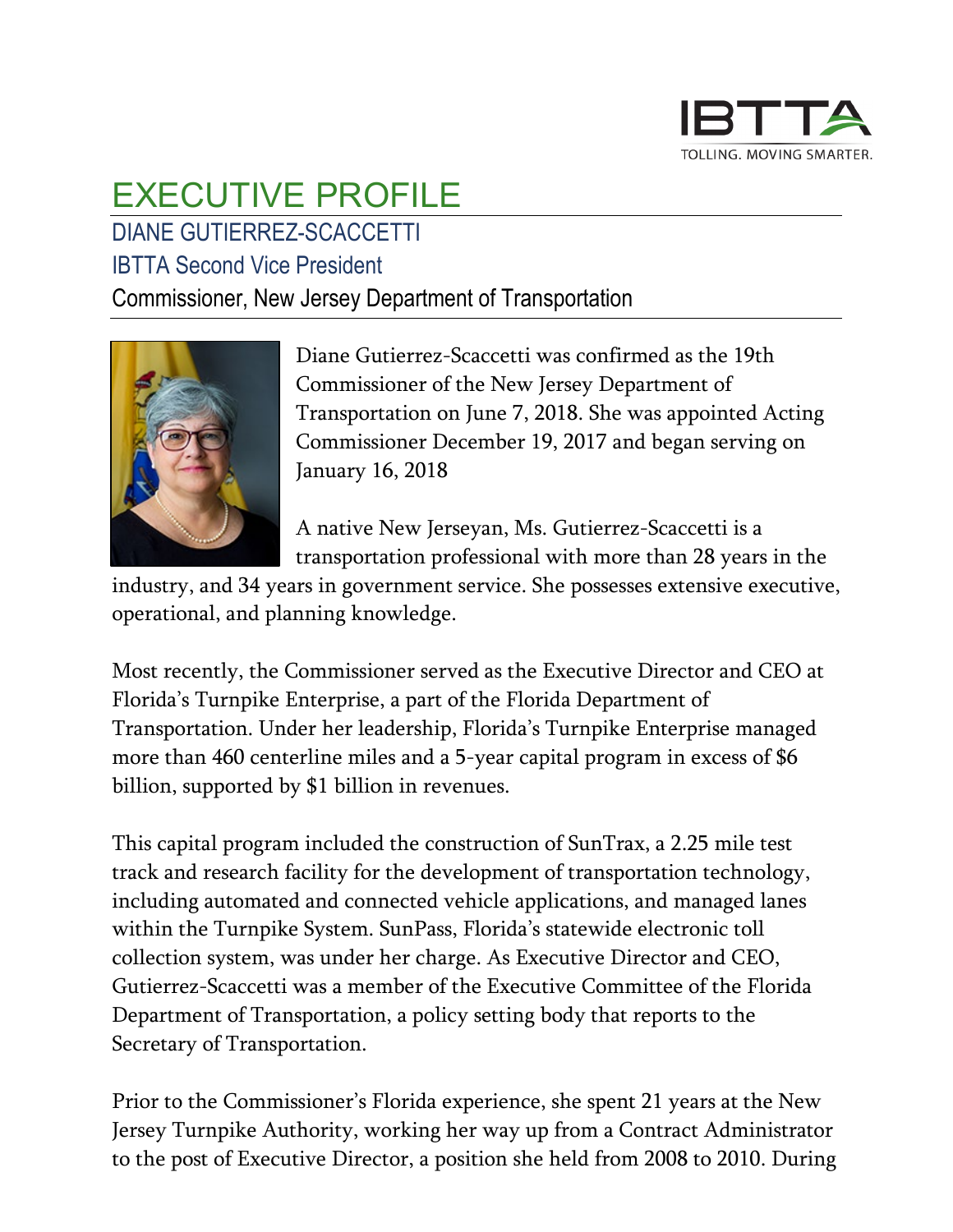IBTTA
TOLLING. MOVING SMARTER.

# EXECUTIVE PROFILE

## DIANE GUTIERREZ-SCACCETTI

### IBTTA Second Vice President

Commissioner, New Jersey Department of Transportation

Diane Gutierrez-Scaccetti was confirmed as the 19th Commissioner of the New Jersey Department of Transportation on June 7, 2018. She was appointed Acting Commissioner December 19, 2017 and began serving on January 16, 2018

A native New Jerseyan, Ms. Gutierrez-Scaccetti is a transportation professional with more than 28 years in the industry, and 34 years in government service. She possesses extensive executive, operational, and planning knowledge.

Most recently, the Commissioner served as the Executive Director and CEO at Florida's Turnpike Enterprise, a part of the Florida Department of Transportation. Under her leadership, Florida's Turnpike Enterprise managed more than 460 centerline miles and a 5-year capital program in excess of $6 billion, supported by $1 billion in revenues.

This capital program included the construction of SunTrax, a 2.25 mile test track and research facility for the development of transportation technology, including automated and connected vehicle applications, and managed lanes within the Turnpike System. SunPass, Florida's statewide electronic toll collection system, was under her charge. As Executive Director and CEO, Gutierrez-Scaccetti was a member of the Executive Committee of the Florida Department of Transportation, a policy setting body that reports to the Secretary of Transportation.

Prior to the Commissioner's Florida experience, she spent 21 years at the New Jersey Turnpike Authority, working her way up from a Contract Administrator to the post of Executive Director, a position she held from 2008 to 2010. During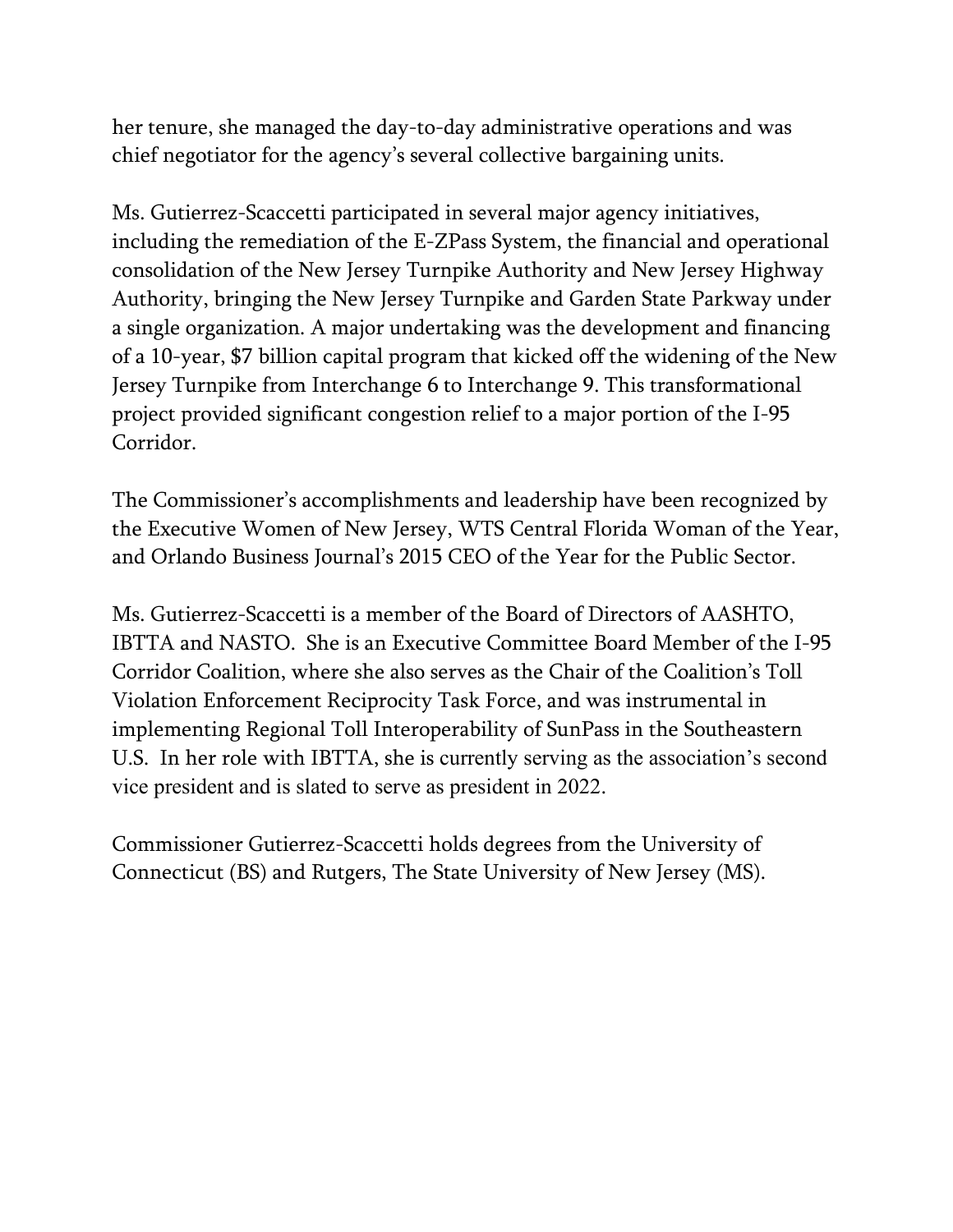her tenure, she managed the day-to-day administrative operations and was chief negotiator for the agency's several collective bargaining units.

Ms. Gutierrez-Scaccetti participated in several major agency initiatives, including the remediation of the E-ZPass System, the financial and operational consolidation of the New Jersey Turnpike Authority and New Jersey Highway Authority, bringing the New Jersey Turnpike and Garden State Parkway under a single organization. A major undertaking was the development and financing of a 10-year, $7 billion capital program that kicked off the widening of the New Jersey Turnpike from Interchange 6 to Interchange 9. This transformational project provided significant congestion relief to a major portion of the I-95 Corridor.

The Commissioner's accomplishments and leadership have been recognized by the Executive Women of New Jersey, WTS Central Florida Woman of the Year, and Orlando Business Journal's 2015 CEO of the Year for the Public Sector.

Ms. Gutierrez-Scaccetti is a member of the Board of Directors of AASHTO, IBTTA and NASTO. She is an Executive Committee Board Member of the I-95 Corridor Coalition, where she also serves as the Chair of the Coalition's Toll Violation Enforcement Reciprocity Task Force, and was instrumental in implementing Regional Toll Interoperability of SunPass in the Southeastern U.S. In her role with IBTTA, she is currently serving as the association's second vice president and is slated to serve as president in 2022.

Commissioner Gutierrez-Scaccetti holds degrees from the University of Connecticut (BS) and Rutgers, The State University of New Jersey (MS).